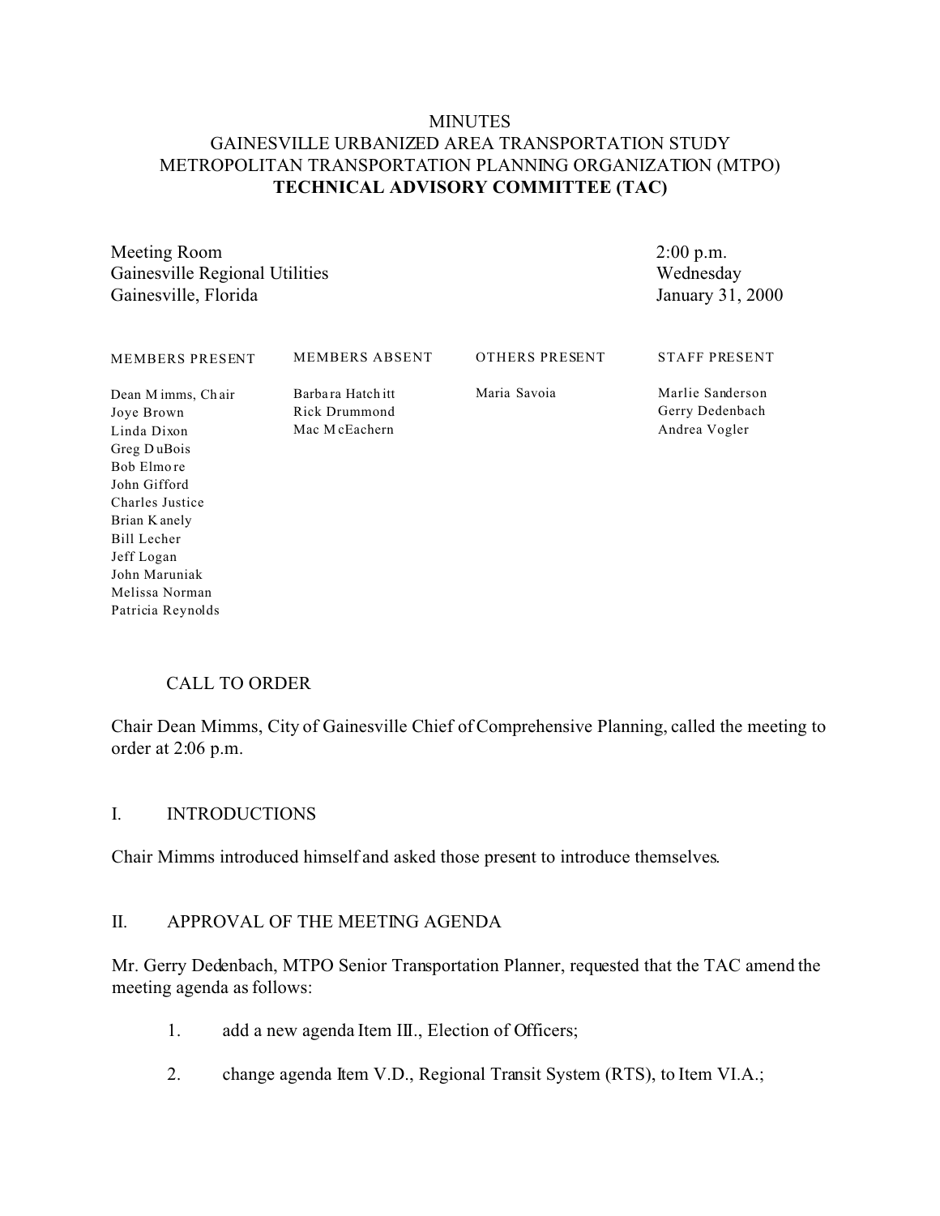MINUTES
GAINESVILLE URBANIZED AREA TRANSPORTATION STUDY
METROPOLITAN TRANSPORTATION PLANNING ORGANIZATION (MTPO)
**TECHNICAL ADVISORY COMMITTEE (TAC)**

| | |
|---|---|
| Meeting Room | 2:00 p.m. |
| Gainesville Regional Utilities | Wednesday |
| Gainesville, Florida | January 31, 2000 |

| MEMBERS PRESENT | MEMBERS ABSENT | OTHERS PRESENT | STAFF PRESENT |
|---|---|---|---|
| Dean Mimms, Chair | Barbara Hatchitt | Maria Savoia | Marlie Sanderson |
| Joye Brown | Rick Drummond | | Gerry Dedenbach |
| Linda Dixon | Mac McEachern | | Andrea Vogler |
| Greg DuBois | | | |
| Bob Elmore | | | |
| John Gifford | | | |
| Charles Justice | | | |
| Brian Kanely | | | |
| Bill Lecher | | | |
| Jeff Logan | | | |
| John Maruniak | | | |
| Melissa Norman | | | |
| Patricia Reynolds | | | |

CALL TO ORDER

Chair Dean Mimms, City of Gainesville Chief of Comprehensive Planning, called the meeting to order at 2:06 p.m.

I. INTRODUCTIONS

Chair Mimms introduced himself and asked those present to introduce themselves.

II. APPROVAL OF THE MEETING AGENDA

Mr. Gerry Dedenbach, MTPO Senior Transportation Planner, requested that the TAC amend the meeting agenda as follows:

1. add a new agenda Item III., Election of Officers;

2. change agenda Item V.D., Regional Transit System (RTS), to Item VI.A.;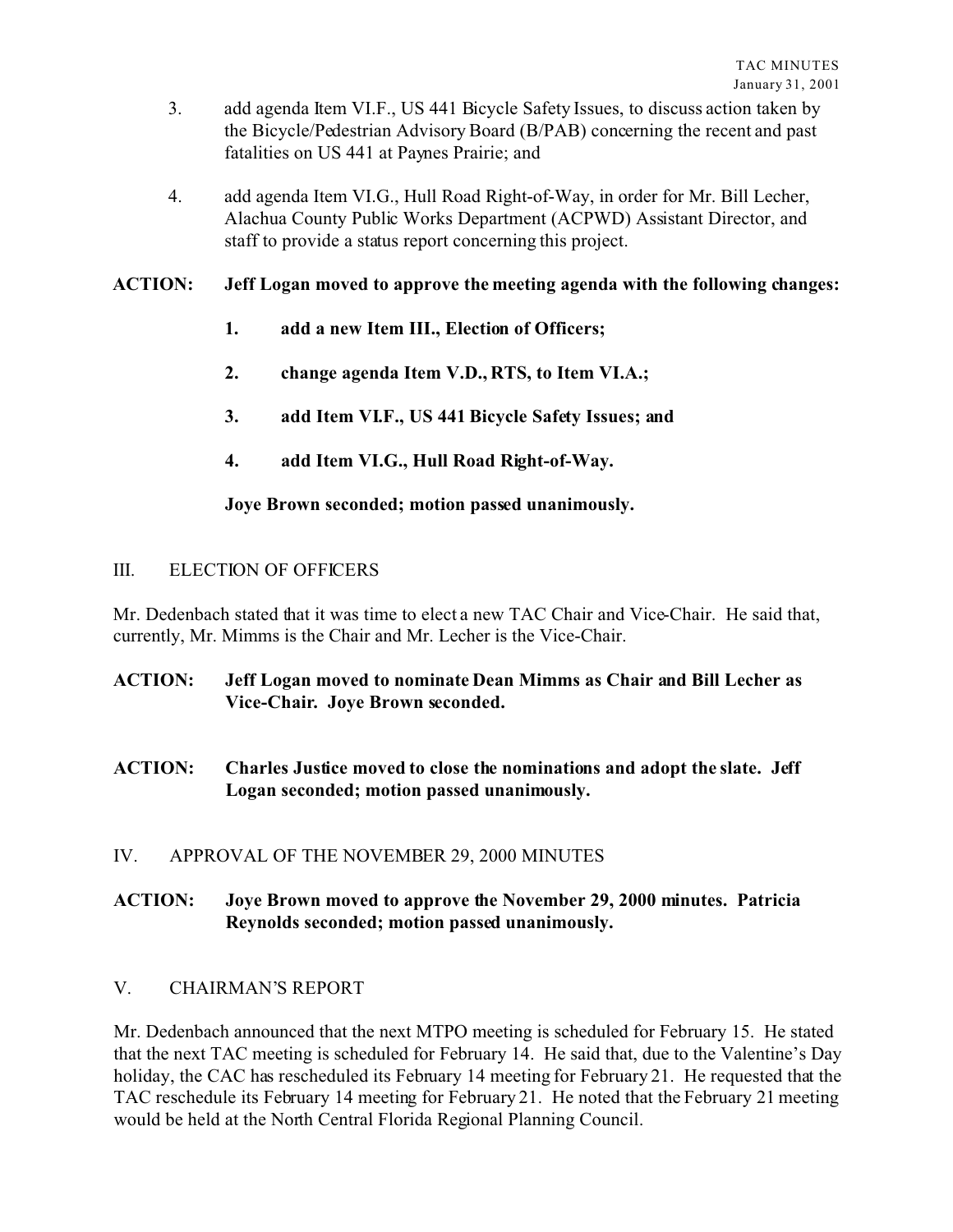3. add agenda Item VI.F., US 441 Bicycle Safety Issues, to discuss action taken by the Bicycle/Pedestrian Advisory Board (B/PAB) concerning the recent and past fatalities on US 441 at Paynes Prairie; and

4. add agenda Item VI.G., Hull Road Right-of-Way, in order for Mr. Bill Lecher, Alachua County Public Works Department (ACPWD) Assistant Director, and staff to provide a status report concerning this project.

**ACTION: Jeff Logan moved to approve the meeting agenda with the following changes:**

> **1. add a new Item III., Election of Officers;**
>
> **2. change agenda Item V.D., RTS, to Item VI.A.;**
>
> **3. add Item VI.F., US 441 Bicycle Safety Issues; and**
>
> **4. add Item VI.G., Hull Road Right-of-Way.**
>
> **Joye Brown seconded; motion passed unanimously.**

## III. ELECTION OF OFFICERS

Mr. Dedenbach stated that it was time to elect a new TAC Chair and Vice-Chair. He said that, currently, Mr. Mimms is the Chair and Mr. Lecher is the Vice-Chair.

**ACTION: Jeff Logan moved to nominate Dean Mimms as Chair and Bill Lecher as Vice-Chair. Joye Brown seconded.**

**ACTION: Charles Justice moved to close the nominations and adopt the slate. Jeff Logan seconded; motion passed unanimously.**

## IV. APPROVAL OF THE NOVEMBER 29, 2000 MINUTES

**ACTION: Joye Brown moved to approve the November 29, 2000 minutes. Patricia Reynolds seconded; motion passed unanimously.**

## V. CHAIRMAN'S REPORT

Mr. Dedenbach announced that the next MTPO meeting is scheduled for February 15. He stated that the next TAC meeting is scheduled for February 14. He said that, due to the Valentine's Day holiday, the CAC has rescheduled its February 14 meeting for February 21. He requested that the TAC reschedule its February 14 meeting for February 21. He noted that the February 21 meeting would be held at the North Central Florida Regional Planning Council.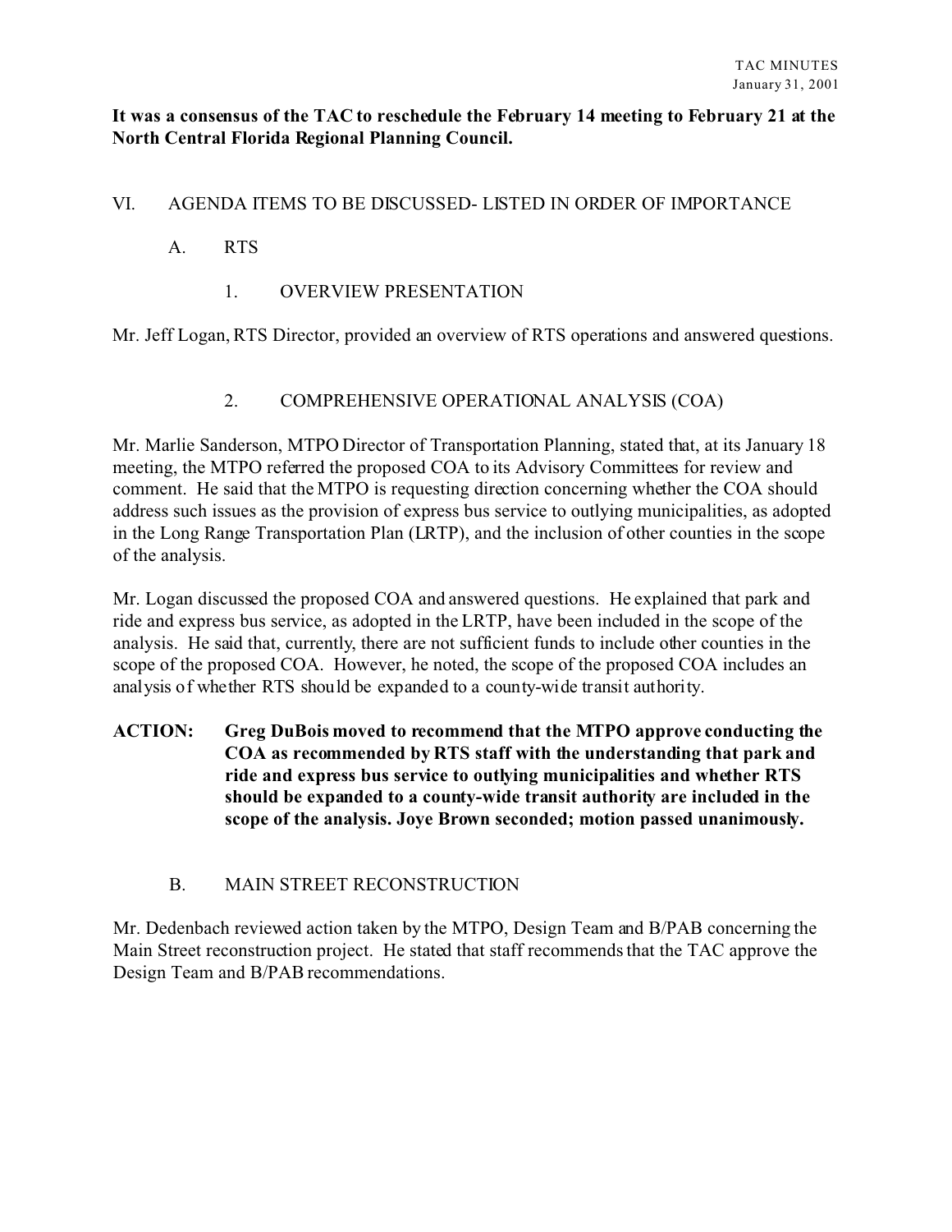**It was a consensus of the TAC to reschedule the February 14 meeting to February 21 at the North Central Florida Regional Planning Council.**

## VI. AGENDA ITEMS TO BE DISCUSSED- LISTED IN ORDER OF IMPORTANCE

### A. RTS

#### 1. OVERVIEW PRESENTATION

Mr. Jeff Logan, RTS Director, provided an overview of RTS operations and answered questions.

#### 2. COMPREHENSIVE OPERATIONAL ANALYSIS (COA)

Mr. Marlie Sanderson, MTPO Director of Transportation Planning, stated that, at its January 18 meeting, the MTPO referred the proposed COA to its Advisory Committees for review and comment. He said that the MTPO is requesting direction concerning whether the COA should address such issues as the provision of express bus service to outlying municipalities, as adopted in the Long Range Transportation Plan (LRTP), and the inclusion of other counties in the scope of the analysis.

Mr. Logan discussed the proposed COA and answered questions. He explained that park and ride and express bus service, as adopted in the LRTP, have been included in the scope of the analysis. He said that, currently, there are not sufficient funds to include other counties in the scope of the proposed COA. However, he noted, the scope of the proposed COA includes an analysis of whether RTS should be expanded to a county-wide transit authority.

**ACTION: Greg DuBois moved to recommend that the MTPO approve conducting the COA as recommended by RTS staff with the understanding that park and ride and express bus service to outlying municipalities and whether RTS should be expanded to a county-wide transit authority are included in the scope of the analysis. Joye Brown seconded; motion passed unanimously.**

### B. MAIN STREET RECONSTRUCTION

Mr. Dedenbach reviewed action taken by the MTPO, Design Team and B/PAB concerning the Main Street reconstruction project. He stated that staff recommends that the TAC approve the Design Team and B/PAB recommendations.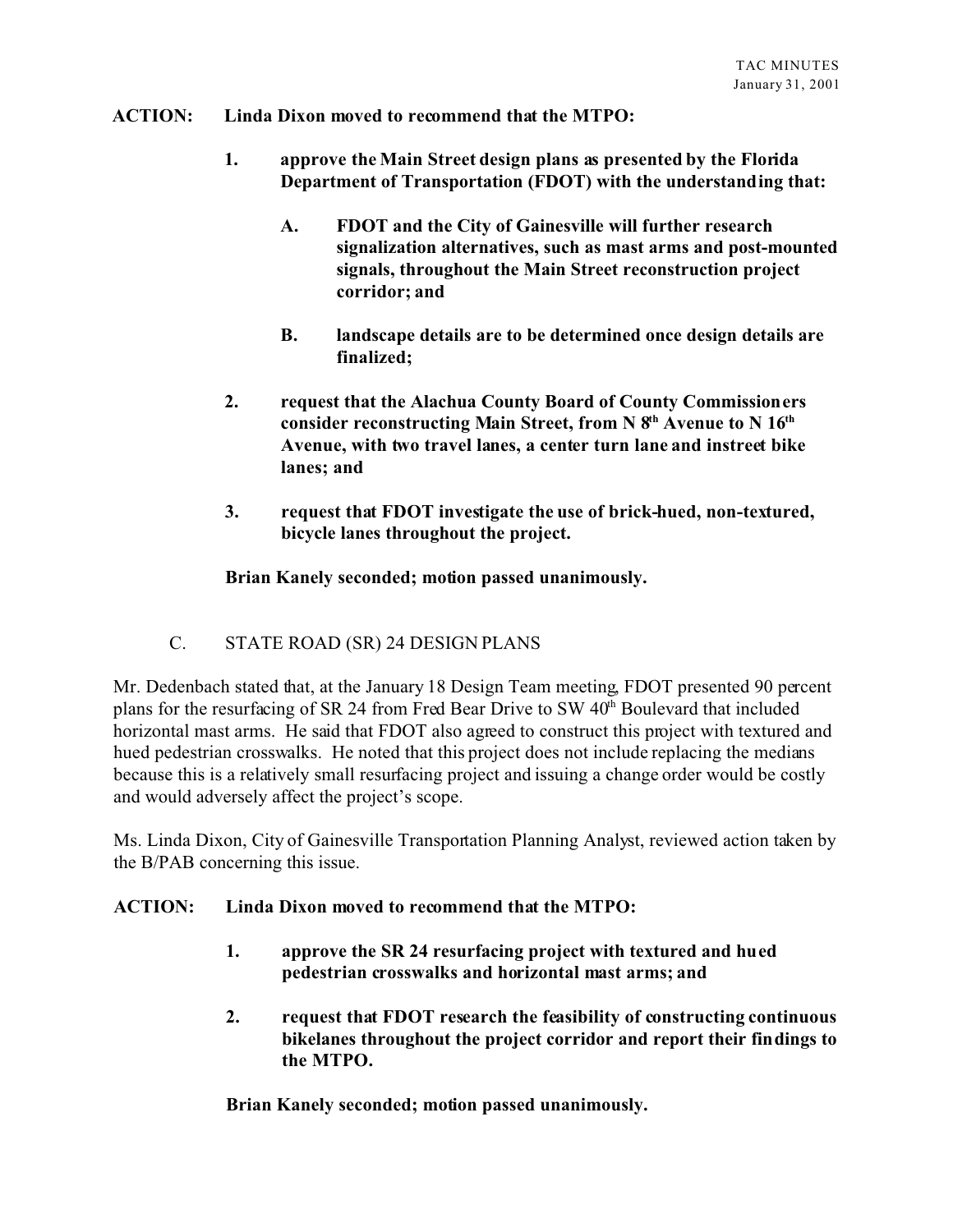**ACTION: Linda Dixon moved to recommend that the MTPO:**

> **1. approve the Main Street design plans as presented by the Florida Department of Transportation (FDOT) with the understanding that:**
>
> > **A. FDOT and the City of Gainesville will further research signalization alternatives, such as mast arms and post-mounted signals, throughout the Main Street reconstruction project corridor; and**
> >
> > **B. landscape details are to be determined once design details are finalized;**
>
> **2. request that the Alachua County Board of County Commissioners consider reconstructing Main Street, from N 8th Avenue to N 16th Avenue, with two travel lanes, a center turn lane and instreet bike lanes; and**
>
> **3. request that FDOT investigate the use of brick-hued, non-textured, bicycle lanes throughout the project.**

**Brian Kanely seconded; motion passed unanimously.**

C. STATE ROAD (SR) 24 DESIGN PLANS

Mr. Dedenbach stated that, at the January 18 Design Team meeting, FDOT presented 90 percent plans for the resurfacing of SR 24 from Fred Bear Drive to SW 40th Boulevard that included horizontal mast arms. He said that FDOT also agreed to construct this project with textured and hued pedestrian crosswalks. He noted that this project does not include replacing the medians because this is a relatively small resurfacing project and issuing a change order would be costly and would adversely affect the project's scope.

Ms. Linda Dixon, City of Gainesville Transportation Planning Analyst, reviewed action taken by the B/PAB concerning this issue.

**ACTION: Linda Dixon moved to recommend that the MTPO:**

> **1. approve the SR 24 resurfacing project with textured and hued pedestrian crosswalks and horizontal mast arms; and**
>
> **2. request that FDOT research the feasibility of constructing continuous bikelanes throughout the project corridor and report their findings to the MTPO.**

**Brian Kanely seconded; motion passed unanimously.**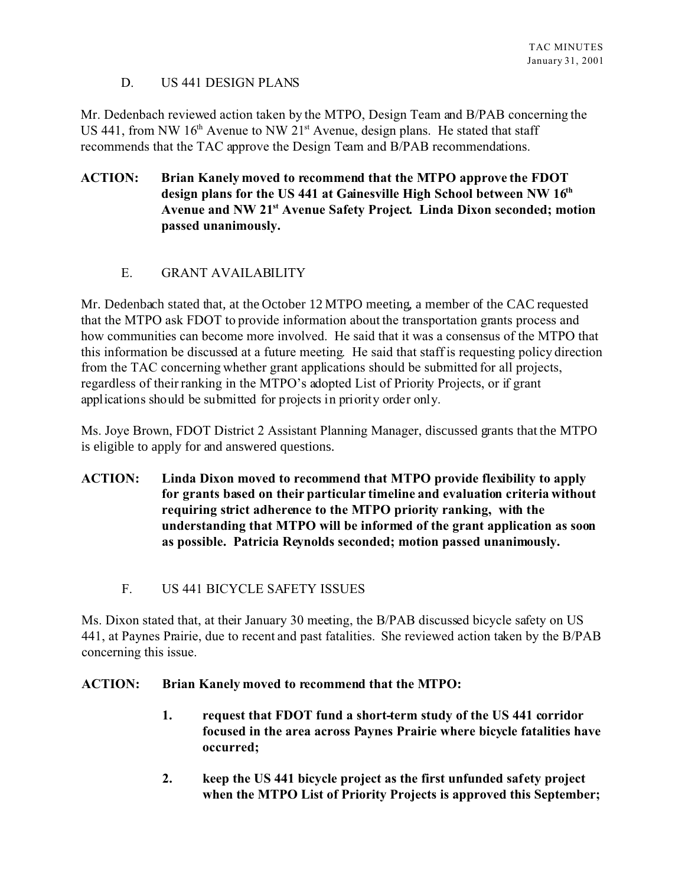D. US 441 DESIGN PLANS

Mr. Dedenbach reviewed action taken by the MTPO, Design Team and B/PAB concerning the US 441, from NW 16th Avenue to NW 21st Avenue, design plans. He stated that staff recommends that the TAC approve the Design Team and B/PAB recommendations.

**ACTION: Brian Kanely moved to recommend that the MTPO approve the FDOT design plans for the US 441 at Gainesville High School between NW 16th Avenue and NW 21st Avenue Safety Project. Linda Dixon seconded; motion passed unanimously.**

E. GRANT AVAILABILITY

Mr. Dedenbach stated that, at the October 12 MTPO meeting, a member of the CAC requested that the MTPO ask FDOT to provide information about the transportation grants process and how communities can become more involved. He said that it was a consensus of the MTPO that this information be discussed at a future meeting. He said that staff is requesting policy direction from the TAC concerning whether grant applications should be submitted for all projects, regardless of their ranking in the MTPO's adopted List of Priority Projects, or if grant applications should be submitted for projects in priority order only.

Ms. Joye Brown, FDOT District 2 Assistant Planning Manager, discussed grants that the MTPO is eligible to apply for and answered questions.

**ACTION: Linda Dixon moved to recommend that MTPO provide flexibility to apply for grants based on their particular timeline and evaluation criteria without requiring strict adherence to the MTPO priority ranking, with the understanding that MTPO will be informed of the grant application as soon as possible. Patricia Reynolds seconded; motion passed unanimously.**

F. US 441 BICYCLE SAFETY ISSUES

Ms. Dixon stated that, at their January 30 meeting, the B/PAB discussed bicycle safety on US 441, at Paynes Prairie, due to recent and past fatalities. She reviewed action taken by the B/PAB concerning this issue.

**ACTION: Brian Kanely moved to recommend that the MTPO:**

1. **request that FDOT fund a short-term study of the US 441 corridor focused in the area across Paynes Prairie where bicycle fatalities have occurred;**

2. **keep the US 441 bicycle project as the first unfunded safety project when the MTPO List of Priority Projects is approved this September;**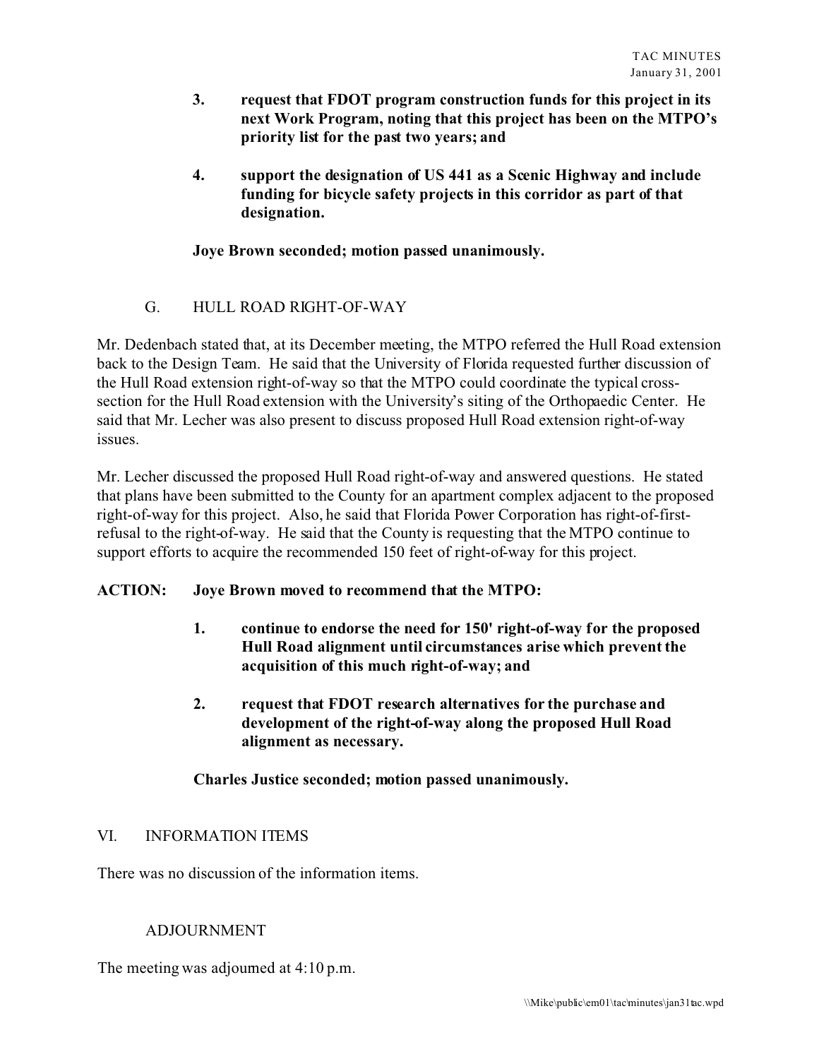3. **request that FDOT program construction funds for this project in its next Work Program, noting that this project has been on the MTPO's priority list for the past two years; and**

4. **support the designation of US 441 as a Scenic Highway and include funding for bicycle safety projects in this corridor as part of that designation.**

**Joye Brown seconded; motion passed unanimously.**

### G. HULL ROAD RIGHT-OF-WAY

Mr. Dedenbach stated that, at its December meeting, the MTPO referred the Hull Road extension back to the Design Team. He said that the University of Florida requested further discussion of the Hull Road extension right-of-way so that the MTPO could coordinate the typical cross-section for the Hull Road extension with the University's siting of the Orthopaedic Center. He said that Mr. Lecher was also present to discuss proposed Hull Road extension right-of-way issues.

Mr. Lecher discussed the proposed Hull Road right-of-way and answered questions. He stated that plans have been submitted to the County for an apartment complex adjacent to the proposed right-of-way for this project. Also, he said that Florida Power Corporation has right-of-first-refusal to the right-of-way. He said that the County is requesting that the MTPO continue to support efforts to acquire the recommended 150 feet of right-of-way for this project.

**ACTION: Joye Brown moved to recommend that the MTPO:**

1. **continue to endorse the need for 150' right-of-way for the proposed Hull Road alignment until circumstances arise which prevent the acquisition of this much right-of-way; and**

2. **request that FDOT research alternatives for the purchase and development of the right-of-way along the proposed Hull Road alignment as necessary.**

**Charles Justice seconded; motion passed unanimously.**

## VI. INFORMATION ITEMS

There was no discussion of the information items.

## ADJOURNMENT

The meeting was adjourned at 4:10 p.m.

\\Mike\public\em01\tac\minutes\jan31tac.wpd